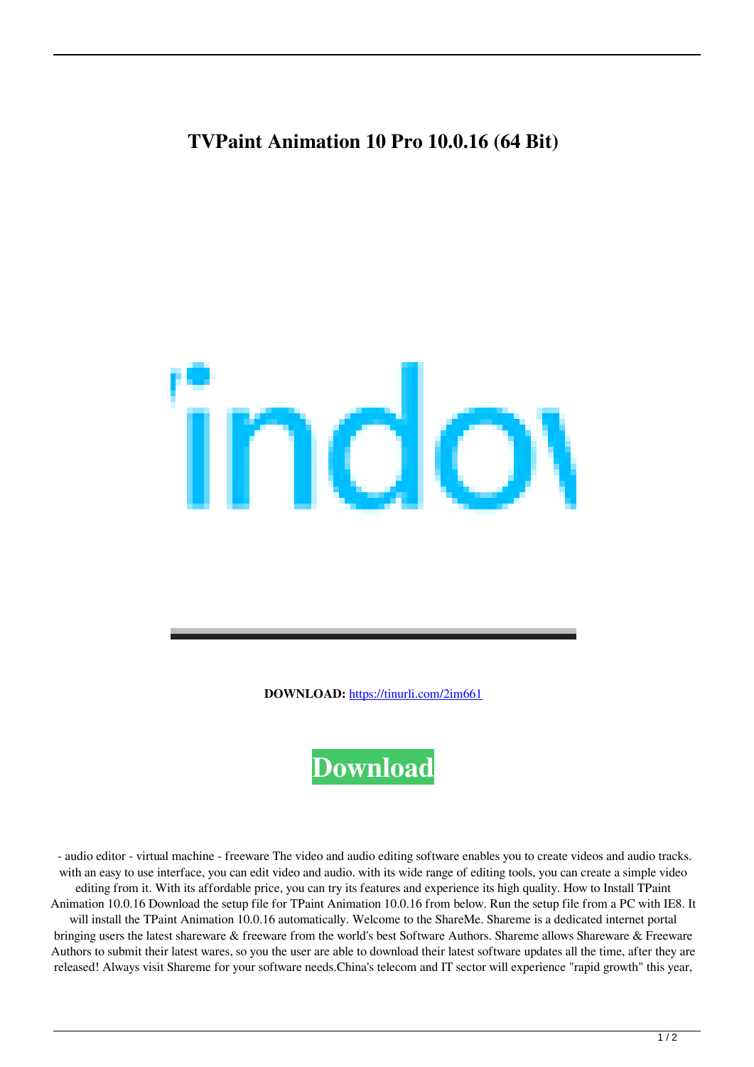# TVPaint Animation 10 Pro 10.0.16 (64 Bit)

**DOWNLOAD:** https://tinurli.com/2im661

Download

- audio editor - virtual machine - freeware The video and audio editing software enables you to create videos and audio tracks. with an easy to use interface, you can edit video and audio. with its wide range of editing tools, you can create a simple video editing from it. With its affordable price, you can try its features and experience its high quality. How to Install TPaint Animation 10.0.16 Download the setup file for TPaint Animation 10.0.16 from below. Run the setup file from a PC with IE8. It will install the TPaint Animation 10.0.16 automatically. Welcome to the ShareMe. Shareme is a dedicated internet portal bringing users the latest shareware & freeware from the world's best Software Authors. Shareme allows Shareware & Freeware Authors to submit their latest wares, so you the user are able to download their latest software updates all the time, after they are released! Always visit Shareme for your software needs.China's telecom and IT sector will experience "rapid growth" this year,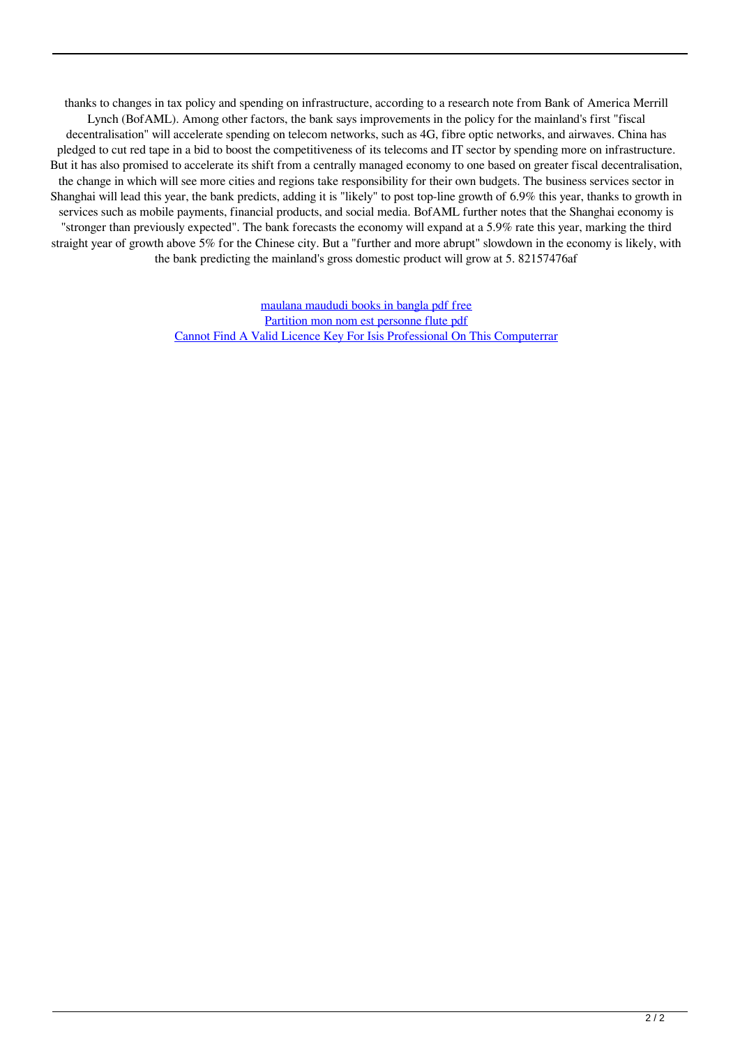thanks to changes in tax policy and spending on infrastructure, according to a research note from Bank of America Merrill Lynch (BofAML). Among other factors, the bank says improvements in the policy for the mainland's first "fiscal decentralisation" will accelerate spending on telecom networks, such as 4G, fibre optic networks, and airwaves. China has pledged to cut red tape in a bid to boost the competitiveness of its telecoms and IT sector by spending more on infrastructure. But it has also promised to accelerate its shift from a centrally managed economy to one based on greater fiscal decentralisation, the change in which will see more cities and regions take responsibility for their own budgets. The business services sector in Shanghai will lead this year, the bank predicts, adding it is "likely" to post top-line growth of 6.9% this year, thanks to growth in services such as mobile payments, financial products, and social media. BofAML further notes that the Shanghai economy is "stronger than previously expected". The bank forecasts the economy will expand at a 5.9% rate this year, marking the third straight year of growth above 5% for the Chinese city. But a "further and more abrupt" slowdown in the economy is likely, with the bank predicting the mainland's gross domestic product will grow at 5. 82157476af

maulana maududi books in bangla pdf free
Partition mon nom est personne flute pdf
Cannot Find A Valid Licence Key For Isis Professional On This Computerrar